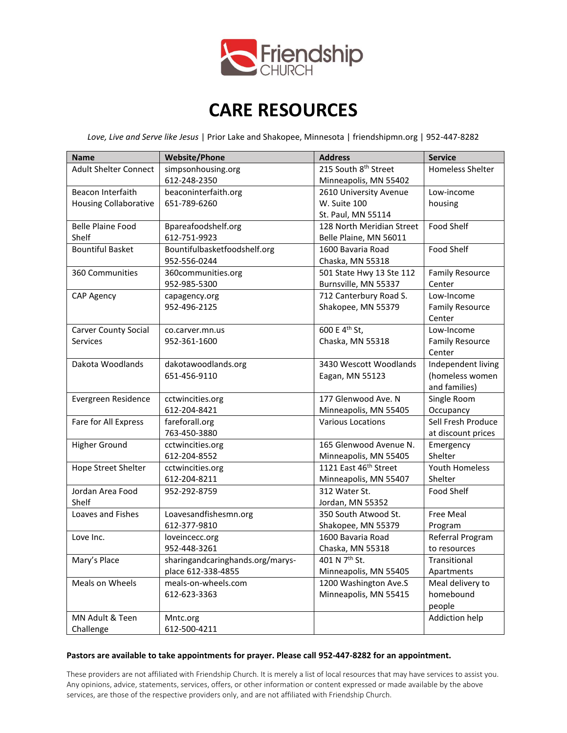# CARE RESOURCES

*Love, Live and Serve like Jesus* | Prior Lake and Shakopee, Minnesota | friendshipmn.org | 952-447-8282

| Name | Website/Phone | Address | Service |
|---|---|---|---|
| Adult Shelter Connect | simpsonhousing.org 612-248-2350 | 215 South 8th Street Minneapolis, MN 55402 | Homeless Shelter |
| Beacon Interfaith Housing Collaborative | beaconinterfaith.org 651-789-6260 | 2610 University Avenue W. Suite 100 St. Paul, MN 55114 | Low-income housing |
| Belle Plaine Food Shelf | Bpareafoodshelf.org 612-751-9923 | 128 North Meridian Street Belle Plaine, MN 56011 | Food Shelf |
| Bountiful Basket | Bountifulbasketfoodshelf.org 952-556-0244 | 1600 Bavaria Road Chaska, MN 55318 | Food Shelf |
| 360 Communities | 360communities.org 952-985-5300 | 501 State Hwy 13 Ste 112 Burnsville, MN 55337 | Family Resource Center |
| CAP Agency | capagency.org 952-496-2125 | 712 Canterbury Road S. Shakopee, MN 55379 | Low-Income Family Resource Center |
| Carver County Social Services | co.carver.mn.us 952-361-1600 | 600 E 4th St, Chaska, MN 55318 | Low-Income Family Resource Center |
| Dakota Woodlands | dakotawoodlands.org 651-456-9110 | 3430 Wescott Woodlands Eagan, MN 55123 | Independent living (homeless women and families) |
| Evergreen Residence | cctwincities.org 612-204-8421 | 177 Glenwood Ave. N Minneapolis, MN 55405 | Single Room Occupancy |
| Fare for All Express | fareforall.org 763-450-3880 | Various Locations | Sell Fresh Produce at discount prices |
| Higher Ground | cctwincities.org 612-204-8552 | 165 Glenwood Avenue N. Minneapolis, MN 55405 | Emergency Shelter |
| Hope Street Shelter | cctwincities.org 612-204-8211 | 1121 East 46th Street Minneapolis, MN 55407 | Youth Homeless Shelter |
| Jordan Area Food Shelf | 952-292-8759 | 312 Water St. Jordan, MN 55352 | Food Shelf |
| Loaves and Fishes | Loavesandfishesmn.org 612-377-9810 | 350 South Atwood St. Shakopee, MN 55379 | Free Meal Program |
| Love Inc. | loveincecc.org 952-448-3261 | 1600 Bavaria Road Chaska, MN 55318 | Referral Program to resources |
| Mary's Place | sharingandcaringhands.org/marys-place 612-338-4855 | 401 N 7th St. Minneapolis, MN 55405 | Transitional Apartments |
| Meals on Wheels | meals-on-wheels.com 612-623-3363 | 1200 Washington Ave.S Minneapolis, MN 55415 | Meal delivery to homebound people |
| MN Adult & Teen Challenge | Mntc.org 612-500-4211 | | Addiction help |

**Pastors are available to take appointments for prayer. Please call 952-447-8282 for an appointment.**

These providers are not affiliated with Friendship Church. It is merely a list of local resources that may have services to assist you. Any opinions, advice, statements, services, offers, or other information or content expressed or made available by the above services, are those of the respective providers only, and are not affiliated with Friendship Church.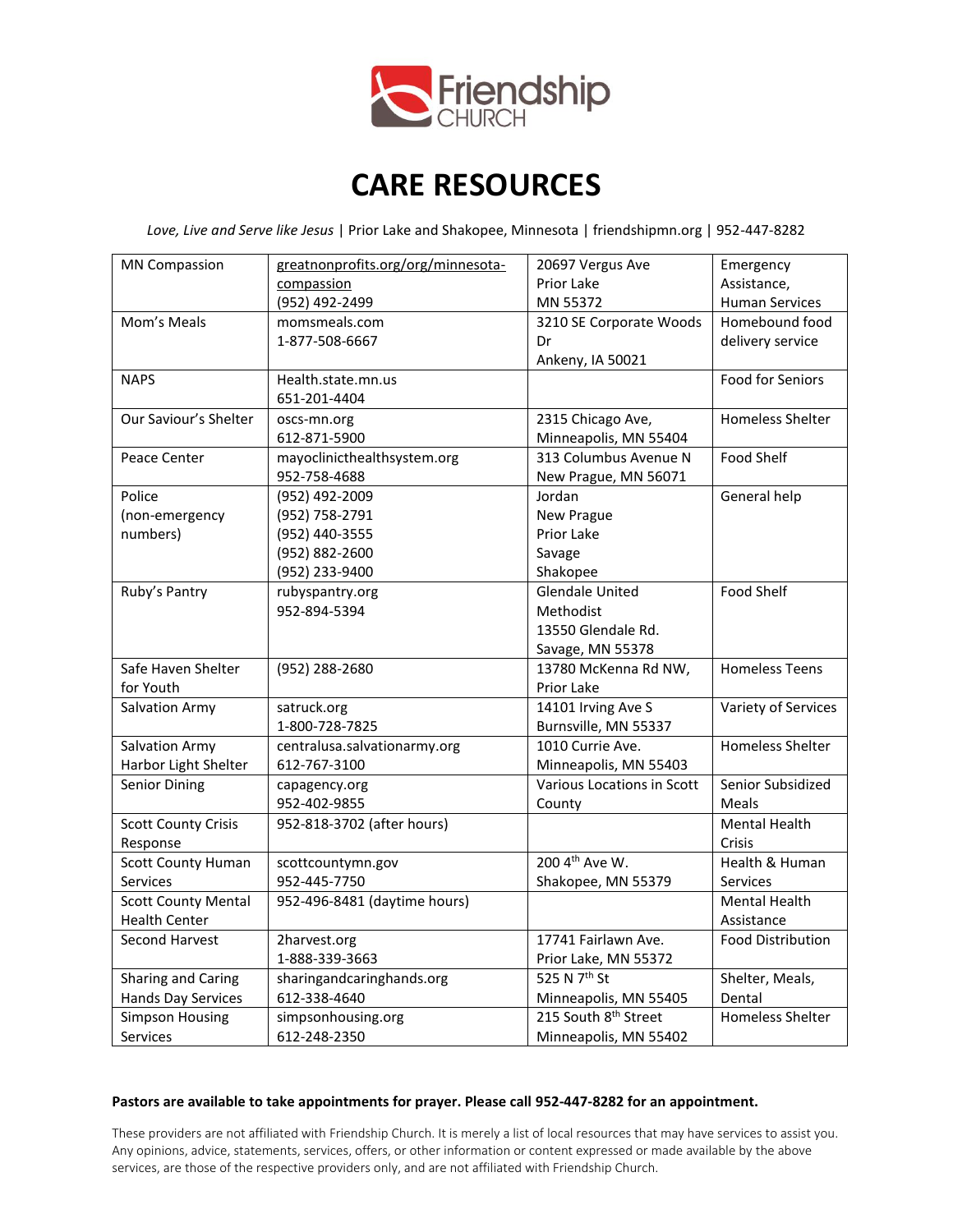Friendship CHURCH

# CARE RESOURCES

*Love, Live and Serve like Jesus* | Prior Lake and Shakopee, Minnesota | friendshipmn.org | 952-447-8282

| | | | |
|---|---|---|---|
| MN Compassion | greatnonprofits.org/org/minnesota-compassion (952) 492-2499 | 20697 Vergus Ave Prior Lake MN 55372 | Emergency Assistance, Human Services |
| Mom's Meals | momsmeals.com 1-877-508-6667 | 3210 SE Corporate Woods Dr Ankeny, IA 50021 | Homebound food delivery service |
| NAPS | Health.state.mn.us 651-201-4404 | | Food for Seniors |
| Our Saviour's Shelter | oscs-mn.org 612-871-5900 | 2315 Chicago Ave, Minneapolis, MN 55404 | Homeless Shelter |
| Peace Center | mayoclinicthealthsystem.org 952-758-4688 | 313 Columbus Avenue N New Prague, MN 56071 | Food Shelf |
| Police (non-emergency numbers) | (952) 492-2009<br>(952) 758-2791<br>(952) 440-3555<br>(952) 882-2600<br>(952) 233-9400 | Jordan<br>New Prague<br>Prior Lake<br>Savage<br>Shakopee | General help |
| Ruby's Pantry | rubyspantry.org 952-894-5394 | Glendale United Methodist 13550 Glendale Rd. Savage, MN 55378 | Food Shelf |
| Safe Haven Shelter for Youth | (952) 288-2680 | 13780 McKenna Rd NW, Prior Lake | Homeless Teens |
| Salvation Army | satruck.org 1-800-728-7825 | 14101 Irving Ave S Burnsville, MN 55337 | Variety of Services |
| Salvation Army Harbor Light Shelter | centralusa.salvationarmy.org 612-767-3100 | 1010 Currie Ave. Minneapolis, MN 55403 | Homeless Shelter |
| Senior Dining | capagency.org 952-402-9855 | Various Locations in Scott County | Senior Subsidized Meals |
| Scott County Crisis Response | 952-818-3702 (after hours) | | Mental Health Crisis |
| Scott County Human Services | scottcountymn.gov 952-445-7750 | 200 4th Ave W. Shakopee, MN 55379 | Health & Human Services |
| Scott County Mental Health Center | 952-496-8481 (daytime hours) | | Mental Health Assistance |
| Second Harvest | 2harvest.org 1-888-339-3663 | 17741 Fairlawn Ave. Prior Lake, MN 55372 | Food Distribution |
| Sharing and Caring Hands Day Services | sharingandcaringhands.org 612-338-4640 | 525 N 7th St Minneapolis, MN 55405 | Shelter, Meals, Dental |
| Simpson Housing Services | simpsonhousing.org 612-248-2350 | 215 South 8th Street Minneapolis, MN 55402 | Homeless Shelter |

**Pastors are available to take appointments for prayer. Please call 952-447-8282 for an appointment.**

These providers are not affiliated with Friendship Church. It is merely a list of local resources that may have services to assist you. Any opinions, advice, statements, services, offers, or other information or content expressed or made available by the above services, are those of the respective providers only, and are not affiliated with Friendship Church.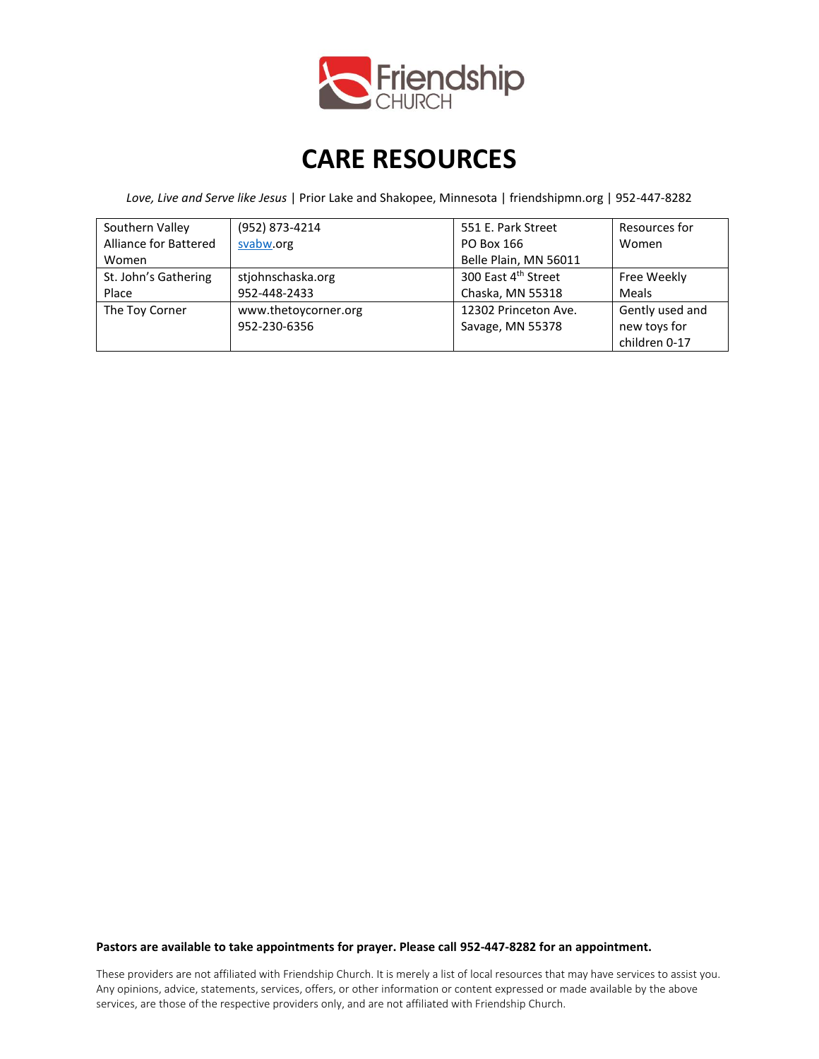# CARE RESOURCES

*Love, Live and Serve like Jesus* | Prior Lake and Shakopee, Minnesota | friendshipmn.org | 952-447-8282

| | | | |
|---|---|---|---|
| Southern Valley Alliance for Battered Women | (952) 873-4214<br>svabw.org | 551 E. Park Street<br>PO Box 166<br>Belle Plain, MN 56011 | Resources for Women |
| St. John's Gathering Place | stjohnschaska.org<br>952-448-2433 | 300 East 4th Street<br>Chaska, MN 55318 | Free Weekly Meals |
| The Toy Corner | www.thetoycorner.org<br>952-230-6356 | 12302 Princeton Ave.<br>Savage, MN 55378 | Gently used and new toys for children 0-17 |

**Pastors are available to take appointments for prayer. Please call 952-447-8282 for an appointment.**

These providers are not affiliated with Friendship Church. It is merely a list of local resources that may have services to assist you. Any opinions, advice, statements, services, offers, or other information or content expressed or made available by the above services, are those of the respective providers only, and are not affiliated with Friendship Church.